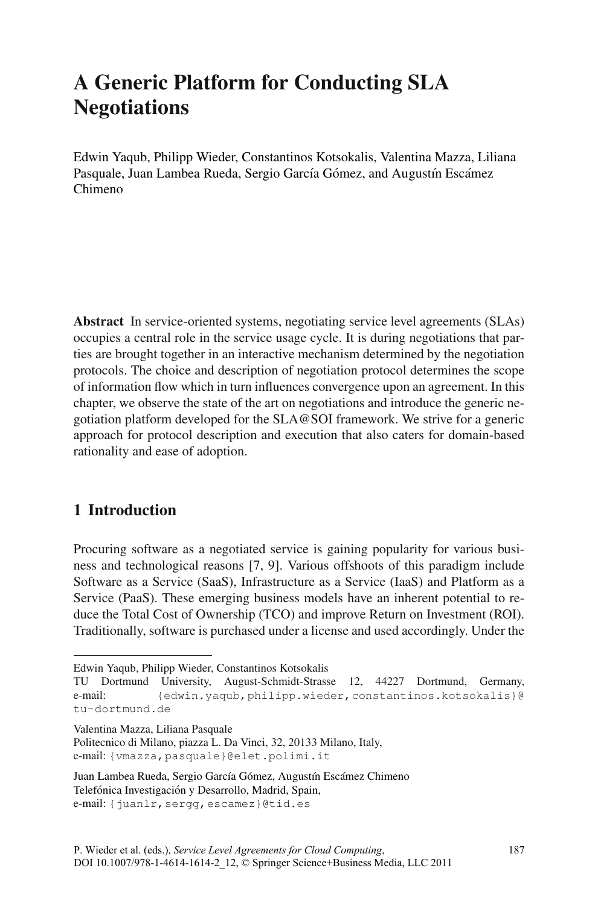# A Generic Platform for Conducting SLA Negotiations

Edwin Yaqub, Philipp Wieder, Constantinos Kotsokalis, Valentina Mazza, Liliana Pasquale, Juan Lambea Rueda, Sergio García Gómez, and Augustín Escámez Chimeno

**Abstract** In service-oriented systems, negotiating service level agreements (SLAs) occupies a central role in the service usage cycle. It is during negotiations that parties are brought together in an interactive mechanism determined by the negotiation protocols. The choice and description of negotiation protocol determines the scope of information flow which in turn influences convergence upon an agreement. In this chapter, we observe the state of the art on negotiations and introduce the generic negotiation platform developed for the SLA@SOI framework. We strive for a generic approach for protocol description and execution that also caters for domain-based rationality and ease of adoption.

## 1 Introduction

Procuring software as a negotiated service is gaining popularity for various business and technological reasons [7, 9]. Various offshoots of this paradigm include Software as a Service (SaaS), Infrastructure as a Service (IaaS) and Platform as a Service (PaaS). These emerging business models have an inherent potential to reduce the Total Cost of Ownership (TCO) and improve Return on Investment (ROI). Traditionally, software is purchased under a license and used accordingly. Under the

---

Edwin Yaqub, Philipp Wieder, Constantinos Kotsokalis
TU Dortmund University, August-Schmidt-Strasse 12, 44227 Dortmund, Germany,
e-mail: {edwin.yaqub,philipp.wieder,constantinos.kotsokalis}@tu-dortmund.de

Valentina Mazza, Liliana Pasquale
Politecnico di Milano, piazza L. Da Vinci, 32, 20133 Milano, Italy,
e-mail: {vmazza,pasquale}@elet.polimi.it

Juan Lambea Rueda, Sergio García Gómez, Augustín Escámez Chimeno
Telefónica Investigación y Desarrollo, Madrid, Spain,
e-mail: {juanlr,sergg,escamez}@tid.es

P. Wieder et al. (eds.), *Service Level Agreements for Cloud Computing*, DOI 10.1007/978-1-4614-1614-2_12, © Springer Science+Business Media, LLC 2011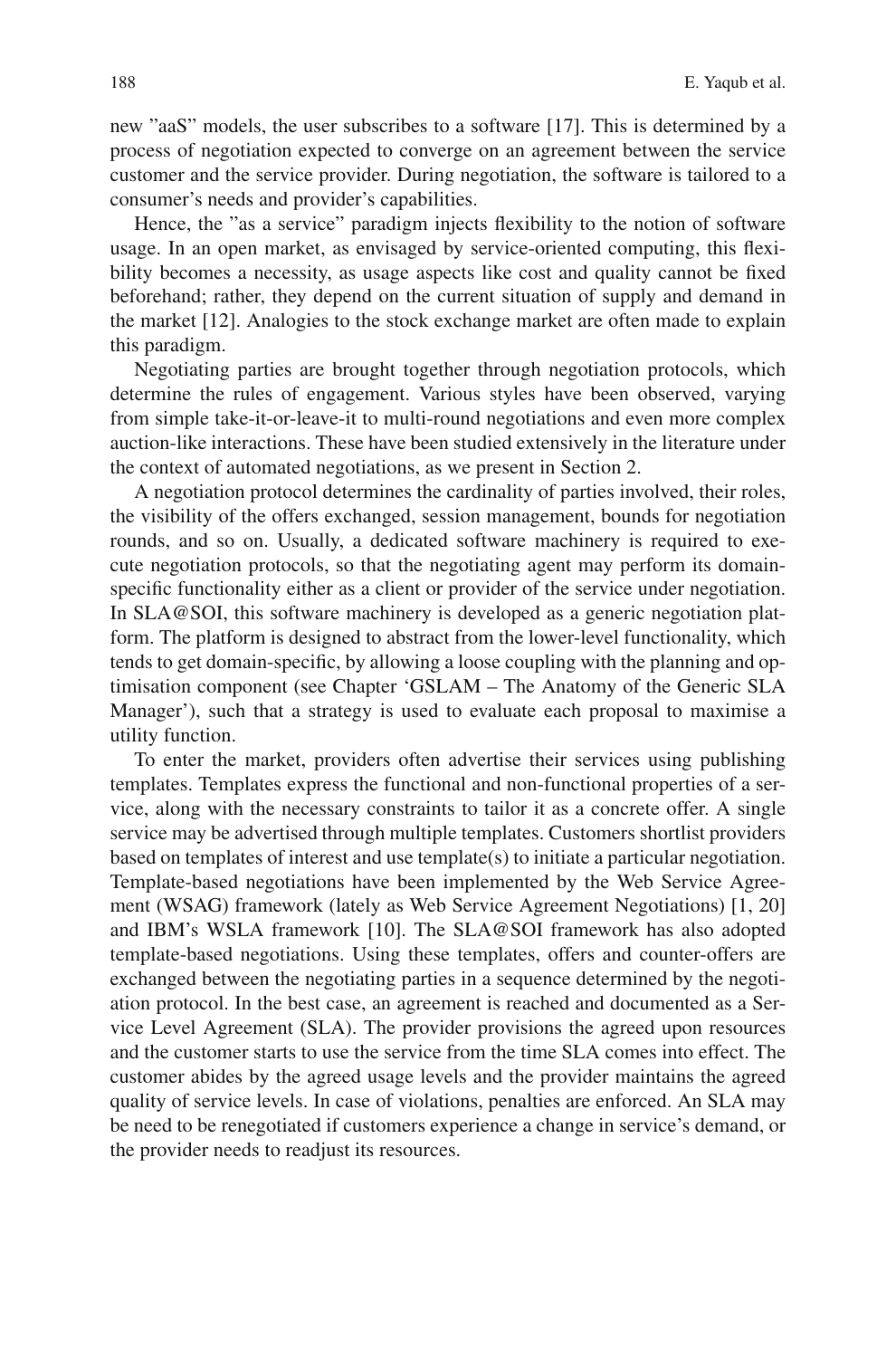new "aaS" models, the user subscribes to a software [17]. This is determined by a process of negotiation expected to converge on an agreement between the service customer and the service provider. During negotiation, the software is tailored to a consumer's needs and provider's capabilities.

Hence, the "as a service" paradigm injects flexibility to the notion of software usage. In an open market, as envisaged by service-oriented computing, this flexibility becomes a necessity, as usage aspects like cost and quality cannot be fixed beforehand; rather, they depend on the current situation of supply and demand in the market [12]. Analogies to the stock exchange market are often made to explain this paradigm.

Negotiating parties are brought together through negotiation protocols, which determine the rules of engagement. Various styles have been observed, varying from simple take-it-or-leave-it to multi-round negotiations and even more complex auction-like interactions. These have been studied extensively in the literature under the context of automated negotiations, as we present in Section 2.

A negotiation protocol determines the cardinality of parties involved, their roles, the visibility of the offers exchanged, session management, bounds for negotiation rounds, and so on. Usually, a dedicated software machinery is required to execute negotiation protocols, so that the negotiating agent may perform its domain-specific functionality either as a client or provider of the service under negotiation. In SLA@SOI, this software machinery is developed as a generic negotiation platform. The platform is designed to abstract from the lower-level functionality, which tends to get domain-specific, by allowing a loose coupling with the planning and optimisation component (see Chapter 'GSLAM – The Anatomy of the Generic SLA Manager'), such that a strategy is used to evaluate each proposal to maximise a utility function.

To enter the market, providers often advertise their services using publishing templates. Templates express the functional and non-functional properties of a service, along with the necessary constraints to tailor it as a concrete offer. A single service may be advertised through multiple templates. Customers shortlist providers based on templates of interest and use template(s) to initiate a particular negotiation. Template-based negotiations have been implemented by the Web Service Agreement (WSAG) framework (lately as Web Service Agreement Negotiations) [1, 20] and IBM's WSLA framework [10]. The SLA@SOI framework has also adopted template-based negotiations. Using these templates, offers and counter-offers are exchanged between the negotiating parties in a sequence determined by the negotiation protocol. In the best case, an agreement is reached and documented as a Service Level Agreement (SLA). The provider provisions the agreed upon resources and the customer starts to use the service from the time SLA comes into effect. The customer abides by the agreed usage levels and the provider maintains the agreed quality of service levels. In case of violations, penalties are enforced. An SLA may be need to be renegotiated if customers experience a change in service's demand, or the provider needs to readjust its resources.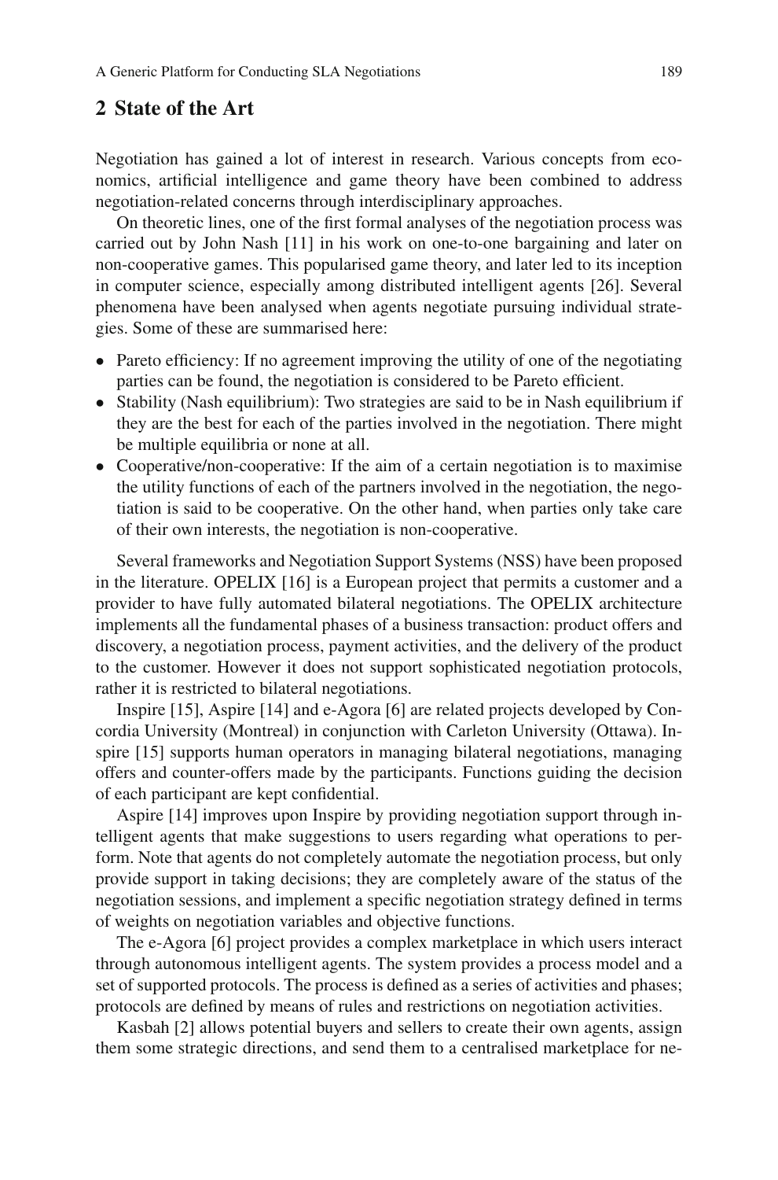## 2 State of the Art

Negotiation has gained a lot of interest in research. Various concepts from economics, artificial intelligence and game theory have been combined to address negotiation-related concerns through interdisciplinary approaches.

On theoretic lines, one of the first formal analyses of the negotiation process was carried out by John Nash [11] in his work on one-to-one bargaining and later on non-cooperative games. This popularised game theory, and later led to its inception in computer science, especially among distributed intelligent agents [26]. Several phenomena have been analysed when agents negotiate pursuing individual strategies. Some of these are summarised here:

- Pareto efficiency: If no agreement improving the utility of one of the negotiating parties can be found, the negotiation is considered to be Pareto efficient.
- Stability (Nash equilibrium): Two strategies are said to be in Nash equilibrium if they are the best for each of the parties involved in the negotiation. There might be multiple equilibria or none at all.
- Cooperative/non-cooperative: If the aim of a certain negotiation is to maximise the utility functions of each of the partners involved in the negotiation, the negotiation is said to be cooperative. On the other hand, when parties only take care of their own interests, the negotiation is non-cooperative.

Several frameworks and Negotiation Support Systems (NSS) have been proposed in the literature. OPELIX [16] is a European project that permits a customer and a provider to have fully automated bilateral negotiations. The OPELIX architecture implements all the fundamental phases of a business transaction: product offers and discovery, a negotiation process, payment activities, and the delivery of the product to the customer. However it does not support sophisticated negotiation protocols, rather it is restricted to bilateral negotiations.

Inspire [15], Aspire [14] and e-Agora [6] are related projects developed by Concordia University (Montreal) in conjunction with Carleton University (Ottawa). Inspire [15] supports human operators in managing bilateral negotiations, managing offers and counter-offers made by the participants. Functions guiding the decision of each participant are kept confidential.

Aspire [14] improves upon Inspire by providing negotiation support through intelligent agents that make suggestions to users regarding what operations to perform. Note that agents do not completely automate the negotiation process, but only provide support in taking decisions; they are completely aware of the status of the negotiation sessions, and implement a specific negotiation strategy defined in terms of weights on negotiation variables and objective functions.

The e-Agora [6] project provides a complex marketplace in which users interact through autonomous intelligent agents. The system provides a process model and a set of supported protocols. The process is defined as a series of activities and phases; protocols are defined by means of rules and restrictions on negotiation activities.

Kasbah [2] allows potential buyers and sellers to create their own agents, assign them some strategic directions, and send them to a centralised marketplace for ne-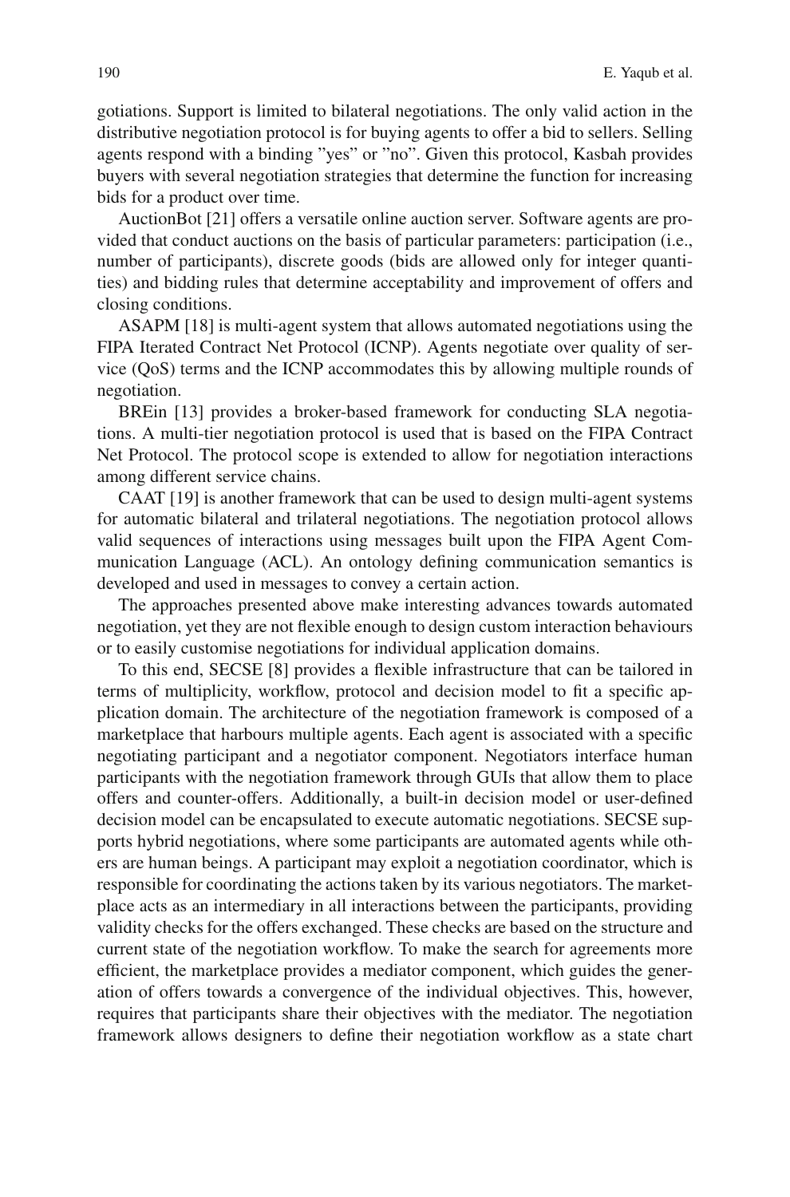gotiations. Support is limited to bilateral negotiations. The only valid action in the distributive negotiation protocol is for buying agents to offer a bid to sellers. Selling agents respond with a binding "yes" or "no". Given this protocol, Kasbah provides buyers with several negotiation strategies that determine the function for increasing bids for a product over time.

AuctionBot [21] offers a versatile online auction server. Software agents are provided that conduct auctions on the basis of particular parameters: participation (i.e., number of participants), discrete goods (bids are allowed only for integer quantities) and bidding rules that determine acceptability and improvement of offers and closing conditions.

ASAPM [18] is multi-agent system that allows automated negotiations using the FIPA Iterated Contract Net Protocol (ICNP). Agents negotiate over quality of service (QoS) terms and the ICNP accommodates this by allowing multiple rounds of negotiation.

BREin [13] provides a broker-based framework for conducting SLA negotiations. A multi-tier negotiation protocol is used that is based on the FIPA Contract Net Protocol. The protocol scope is extended to allow for negotiation interactions among different service chains.

CAAT [19] is another framework that can be used to design multi-agent systems for automatic bilateral and trilateral negotiations. The negotiation protocol allows valid sequences of interactions using messages built upon the FIPA Agent Communication Language (ACL). An ontology defining communication semantics is developed and used in messages to convey a certain action.

The approaches presented above make interesting advances towards automated negotiation, yet they are not flexible enough to design custom interaction behaviours or to easily customise negotiations for individual application domains.

To this end, SECSE [8] provides a flexible infrastructure that can be tailored in terms of multiplicity, workflow, protocol and decision model to fit a specific application domain. The architecture of the negotiation framework is composed of a marketplace that harbours multiple agents. Each agent is associated with a specific negotiating participant and a negotiator component. Negotiators interface human participants with the negotiation framework through GUIs that allow them to place offers and counter-offers. Additionally, a built-in decision model or user-defined decision model can be encapsulated to execute automatic negotiations. SECSE supports hybrid negotiations, where some participants are automated agents while others are human beings. A participant may exploit a negotiation coordinator, which is responsible for coordinating the actions taken by its various negotiators. The marketplace acts as an intermediary in all interactions between the participants, providing validity checks for the offers exchanged. These checks are based on the structure and current state of the negotiation workflow. To make the search for agreements more efficient, the marketplace provides a mediator component, which guides the generation of offers towards a convergence of the individual objectives. This, however, requires that participants share their objectives with the mediator. The negotiation framework allows designers to define their negotiation workflow as a state chart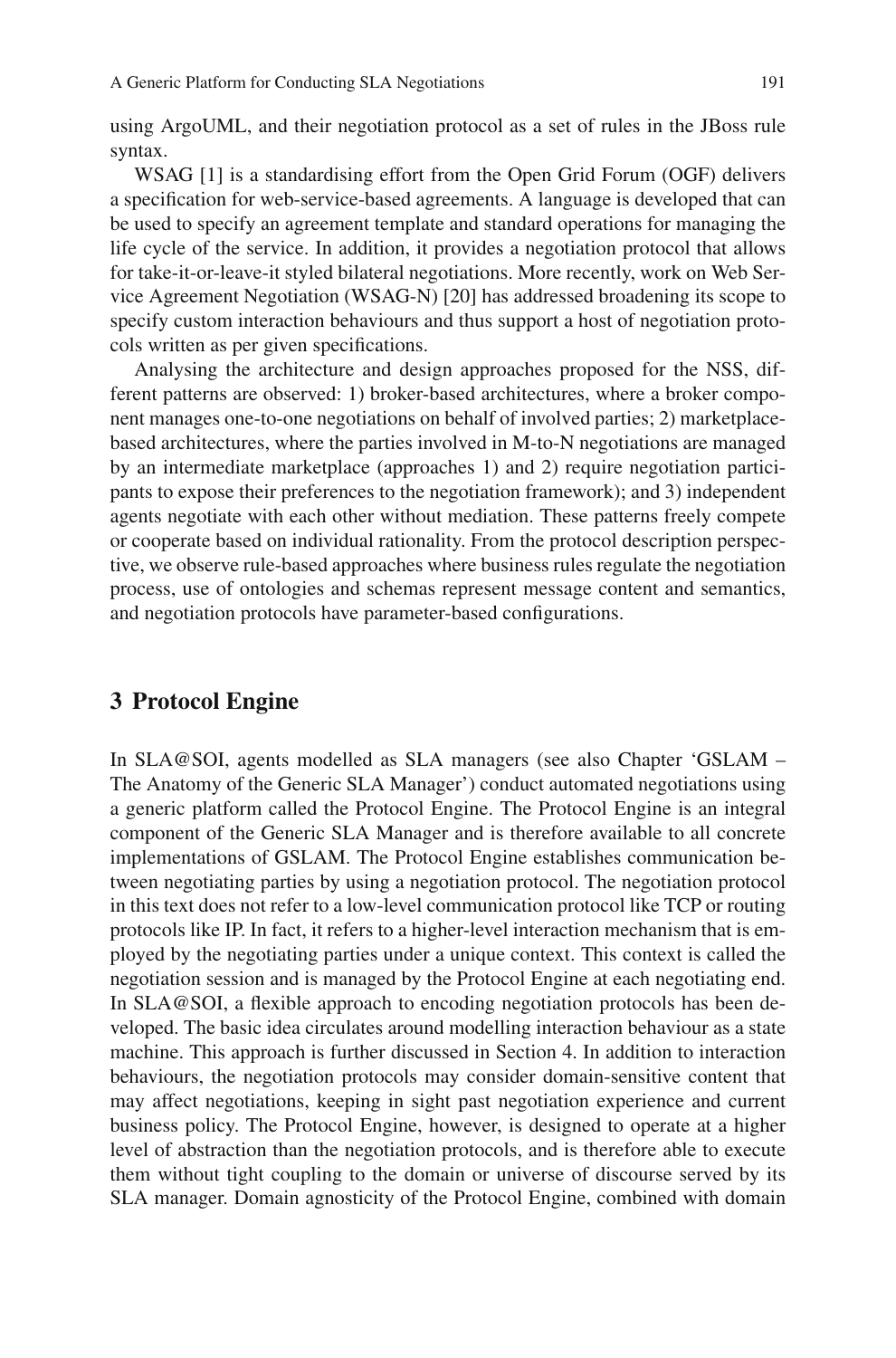using ArgoUML, and their negotiation protocol as a set of rules in the JBoss rule syntax.

WSAG [1] is a standardising effort from the Open Grid Forum (OGF) delivers a specification for web-service-based agreements. A language is developed that can be used to specify an agreement template and standard operations for managing the life cycle of the service. In addition, it provides a negotiation protocol that allows for take-it-or-leave-it styled bilateral negotiations. More recently, work on Web Service Agreement Negotiation (WSAG-N) [20] has addressed broadening its scope to specify custom interaction behaviours and thus support a host of negotiation protocols written as per given specifications.

Analysing the architecture and design approaches proposed for the NSS, different patterns are observed: 1) broker-based architectures, where a broker component manages one-to-one negotiations on behalf of involved parties; 2) marketplace-based architectures, where the parties involved in M-to-N negotiations are managed by an intermediate marketplace (approaches 1) and 2) require negotiation participants to expose their preferences to the negotiation framework); and 3) independent agents negotiate with each other without mediation. These patterns freely compete or cooperate based on individual rationality. From the protocol description perspective, we observe rule-based approaches where business rules regulate the negotiation process, use of ontologies and schemas represent message content and semantics, and negotiation protocols have parameter-based configurations.

## 3 Protocol Engine

In SLA@SOI, agents modelled as SLA managers (see also Chapter 'GSLAM – The Anatomy of the Generic SLA Manager') conduct automated negotiations using a generic platform called the Protocol Engine. The Protocol Engine is an integral component of the Generic SLA Manager and is therefore available to all concrete implementations of GSLAM. The Protocol Engine establishes communication between negotiating parties by using a negotiation protocol. The negotiation protocol in this text does not refer to a low-level communication protocol like TCP or routing protocols like IP. In fact, it refers to a higher-level interaction mechanism that is employed by the negotiating parties under a unique context. This context is called the negotiation session and is managed by the Protocol Engine at each negotiating end. In SLA@SOI, a flexible approach to encoding negotiation protocols has been developed. The basic idea circulates around modelling interaction behaviour as a state machine. This approach is further discussed in Section 4. In addition to interaction behaviours, the negotiation protocols may consider domain-sensitive content that may affect negotiations, keeping in sight past negotiation experience and current business policy. The Protocol Engine, however, is designed to operate at a higher level of abstraction than the negotiation protocols, and is therefore able to execute them without tight coupling to the domain or universe of discourse served by its SLA manager. Domain agnosticity of the Protocol Engine, combined with domain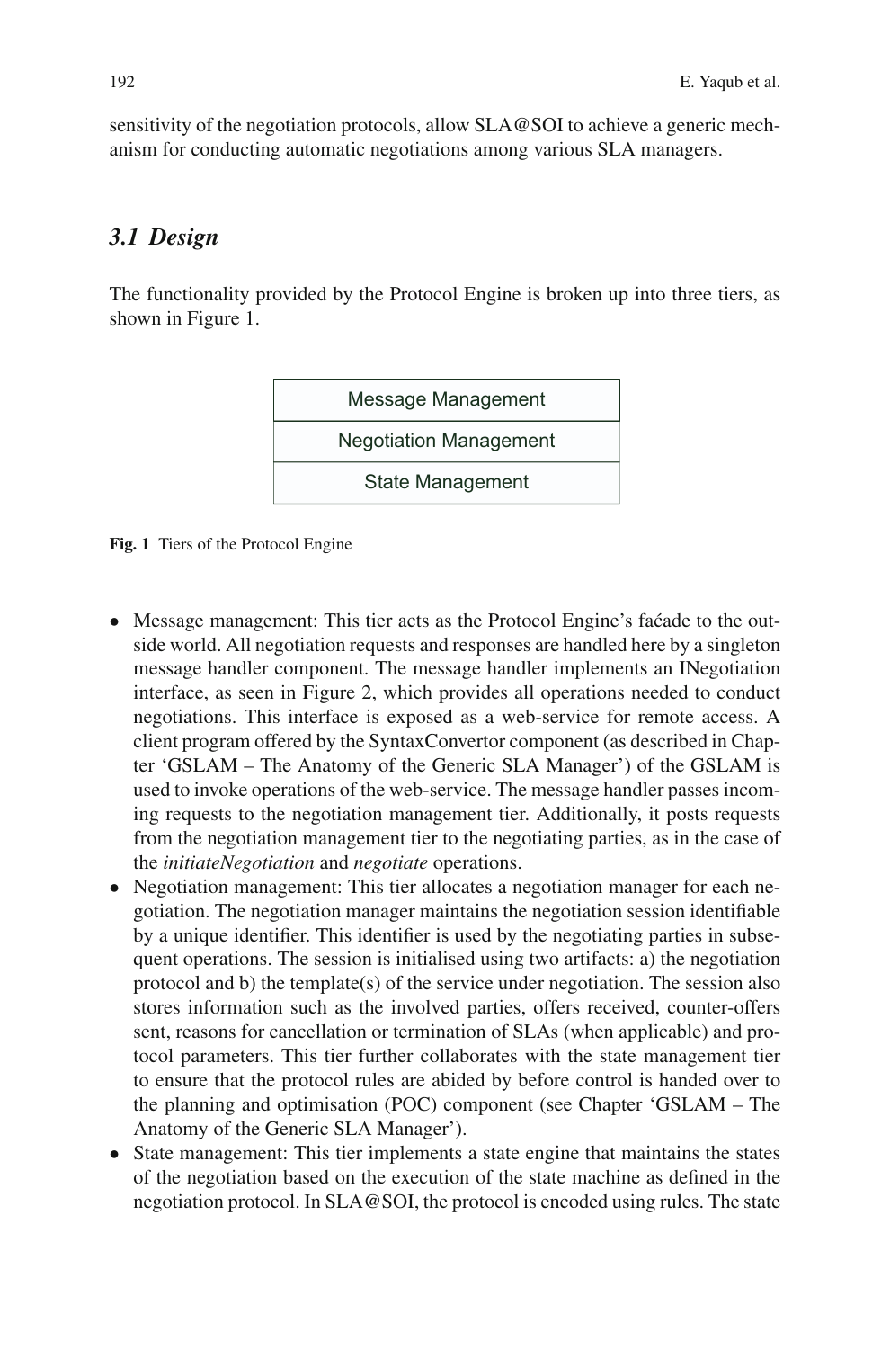sensitivity of the negotiation protocols, allow SLA@SOI to achieve a generic mechanism for conducting automatic negotiations among various SLA managers.

### 3.1 Design

The functionality provided by the Protocol Engine is broken up into three tiers, as shown in Figure 1.

| Message Management |
|---|
| Negotiation Management |
| State Management |

**Fig. 1** Tiers of the Protocol Engine

- Message management: This tier acts as the Protocol Engine's faćade to the outside world. All negotiation requests and responses are handled here by a singleton message handler component. The message handler implements an INegotiation interface, as seen in Figure 2, which provides all operations needed to conduct negotiations. This interface is exposed as a web-service for remote access. A client program offered by the SyntaxConvertor component (as described in Chapter 'GSLAM – The Anatomy of the Generic SLA Manager') of the GSLAM is used to invoke operations of the web-service. The message handler passes incoming requests to the negotiation management tier. Additionally, it posts requests from the negotiation management tier to the negotiating parties, as in the case of the *initiateNegotiation* and *negotiate* operations.
- Negotiation management: This tier allocates a negotiation manager for each negotiation. The negotiation manager maintains the negotiation session identifiable by a unique identifier. This identifier is used by the negotiating parties in subsequent operations. The session is initialised using two artifacts: a) the negotiation protocol and b) the template(s) of the service under negotiation. The session also stores information such as the involved parties, offers received, counter-offers sent, reasons for cancellation or termination of SLAs (when applicable) and protocol parameters. This tier further collaborates with the state management tier to ensure that the protocol rules are abided by before control is handed over to the planning and optimisation (POC) component (see Chapter 'GSLAM – The Anatomy of the Generic SLA Manager').
- State management: This tier implements a state engine that maintains the states of the negotiation based on the execution of the state machine as defined in the negotiation protocol. In SLA@SOI, the protocol is encoded using rules. The state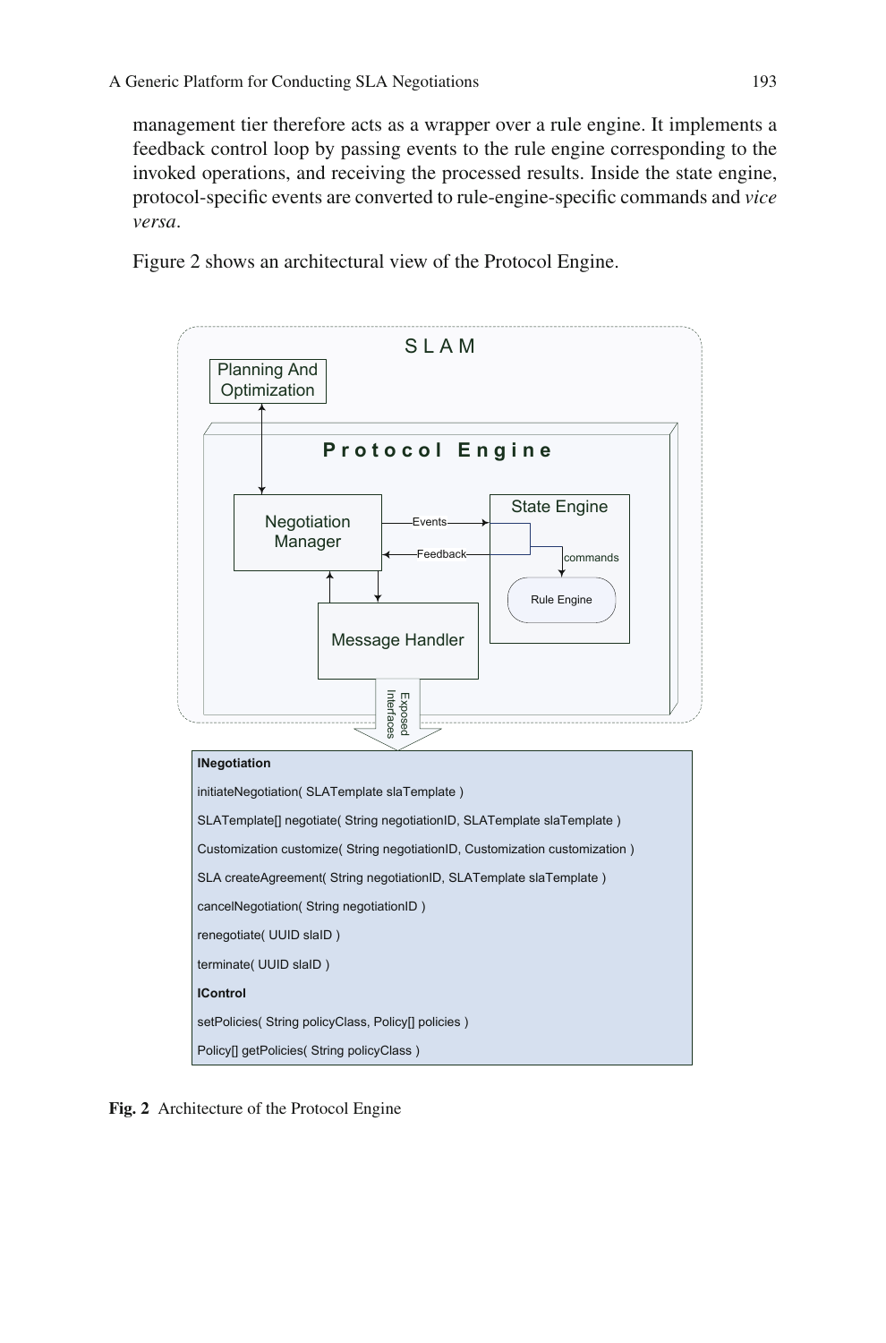management tier therefore acts as a wrapper over a rule engine. It implements a feedback control loop by passing events to the rule engine corresponding to the invoked operations, and receiving the processed results. Inside the state engine, protocol-specific events are converted to rule-engine-specific commands and *vice versa*.

Figure 2 shows an architectural view of the Protocol Engine.

**Fig. 2** Architecture of the Protocol Engine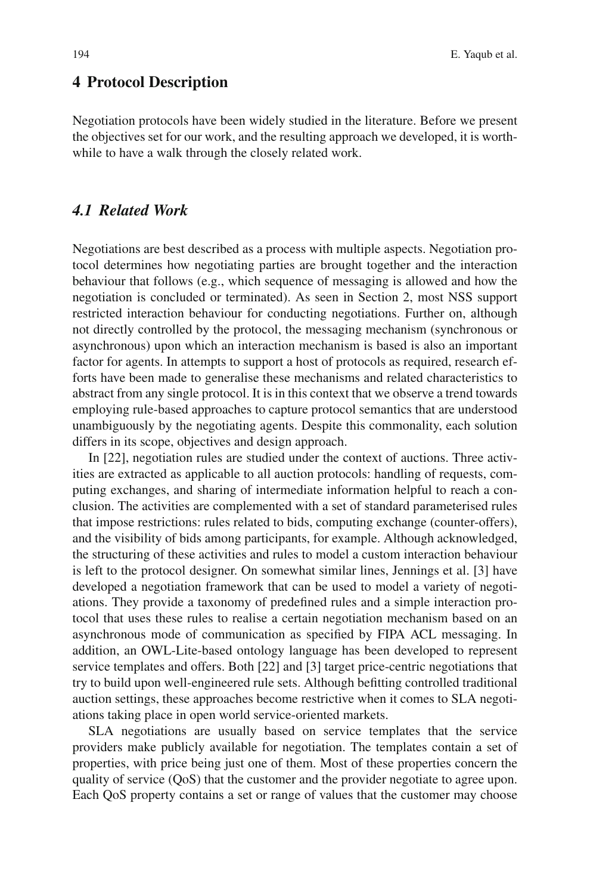## 4 Protocol Description

Negotiation protocols have been widely studied in the literature. Before we present the objectives set for our work, and the resulting approach we developed, it is worthwhile to have a walk through the closely related work.

### *4.1 Related Work*

Negotiations are best described as a process with multiple aspects. Negotiation protocol determines how negotiating parties are brought together and the interaction behaviour that follows (e.g., which sequence of messaging is allowed and how the negotiation is concluded or terminated). As seen in Section 2, most NSS support restricted interaction behaviour for conducting negotiations. Further on, although not directly controlled by the protocol, the messaging mechanism (synchronous or asynchronous) upon which an interaction mechanism is based is also an important factor for agents. In attempts to support a host of protocols as required, research efforts have been made to generalise these mechanisms and related characteristics to abstract from any single protocol. It is in this context that we observe a trend towards employing rule-based approaches to capture protocol semantics that are understood unambiguously by the negotiating agents. Despite this commonality, each solution differs in its scope, objectives and design approach.

In [22], negotiation rules are studied under the context of auctions. Three activities are extracted as applicable to all auction protocols: handling of requests, computing exchanges, and sharing of intermediate information helpful to reach a conclusion. The activities are complemented with a set of standard parameterised rules that impose restrictions: rules related to bids, computing exchange (counter-offers), and the visibility of bids among participants, for example. Although acknowledged, the structuring of these activities and rules to model a custom interaction behaviour is left to the protocol designer. On somewhat similar lines, Jennings et al. [3] have developed a negotiation framework that can be used to model a variety of negotiations. They provide a taxonomy of predefined rules and a simple interaction protocol that uses these rules to realise a certain negotiation mechanism based on an asynchronous mode of communication as specified by FIPA ACL messaging. In addition, an OWL-Lite-based ontology language has been developed to represent service templates and offers. Both [22] and [3] target price-centric negotiations that try to build upon well-engineered rule sets. Although befitting controlled traditional auction settings, these approaches become restrictive when it comes to SLA negotiations taking place in open world service-oriented markets.

SLA negotiations are usually based on service templates that the service providers make publicly available for negotiation. The templates contain a set of properties, with price being just one of them. Most of these properties concern the quality of service (QoS) that the customer and the provider negotiate to agree upon. Each QoS property contains a set or range of values that the customer may choose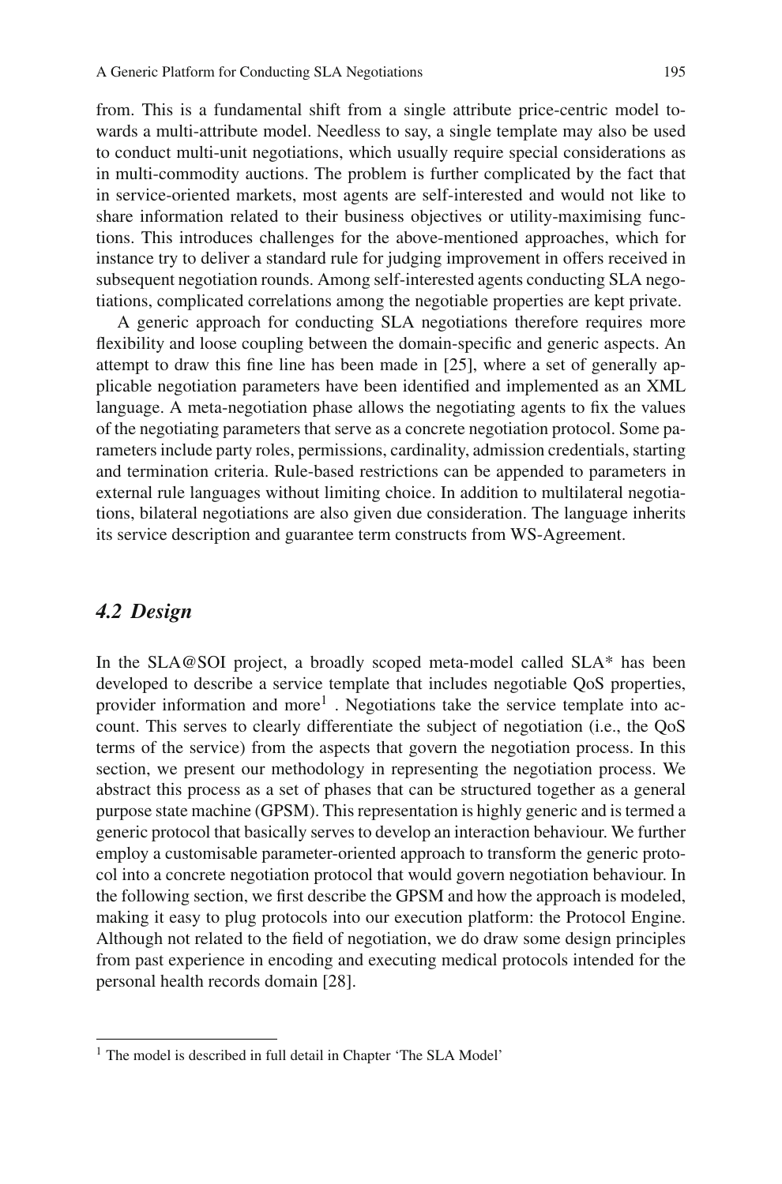from. This is a fundamental shift from a single attribute price-centric model towards a multi-attribute model. Needless to say, a single template may also be used to conduct multi-unit negotiations, which usually require special considerations as in multi-commodity auctions. The problem is further complicated by the fact that in service-oriented markets, most agents are self-interested and would not like to share information related to their business objectives or utility-maximising functions. This introduces challenges for the above-mentioned approaches, which for instance try to deliver a standard rule for judging improvement in offers received in subsequent negotiation rounds. Among self-interested agents conducting SLA negotiations, complicated correlations among the negotiable properties are kept private.

A generic approach for conducting SLA negotiations therefore requires more flexibility and loose coupling between the domain-specific and generic aspects. An attempt to draw this fine line has been made in [25], where a set of generally applicable negotiation parameters have been identified and implemented as an XML language. A meta-negotiation phase allows the negotiating agents to fix the values of the negotiating parameters that serve as a concrete negotiation protocol. Some parameters include party roles, permissions, cardinality, admission credentials, starting and termination criteria. Rule-based restrictions can be appended to parameters in external rule languages without limiting choice. In addition to multilateral negotiations, bilateral negotiations are also given due consideration. The language inherits its service description and guarantee term constructs from WS-Agreement.

### *4.2 Design*

In the SLA@SOI project, a broadly scoped meta-model called SLA* has been developed to describe a service template that includes negotiable QoS properties, provider information and more[1] . Negotiations take the service template into account. This serves to clearly differentiate the subject of negotiation (i.e., the QoS terms of the service) from the aspects that govern the negotiation process. In this section, we present our methodology in representing the negotiation process. We abstract this process as a set of phases that can be structured together as a general purpose state machine (GPSM). This representation is highly generic and is termed a generic protocol that basically serves to develop an interaction behaviour. We further employ a customisable parameter-oriented approach to transform the generic protocol into a concrete negotiation protocol that would govern negotiation behaviour. In the following section, we first describe the GPSM and how the approach is modeled, making it easy to plug protocols into our execution platform: the Protocol Engine. Although not related to the field of negotiation, we do draw some design principles from past experience in encoding and executing medical protocols intended for the personal health records domain [28].

---

[1] The model is described in full detail in Chapter 'The SLA Model'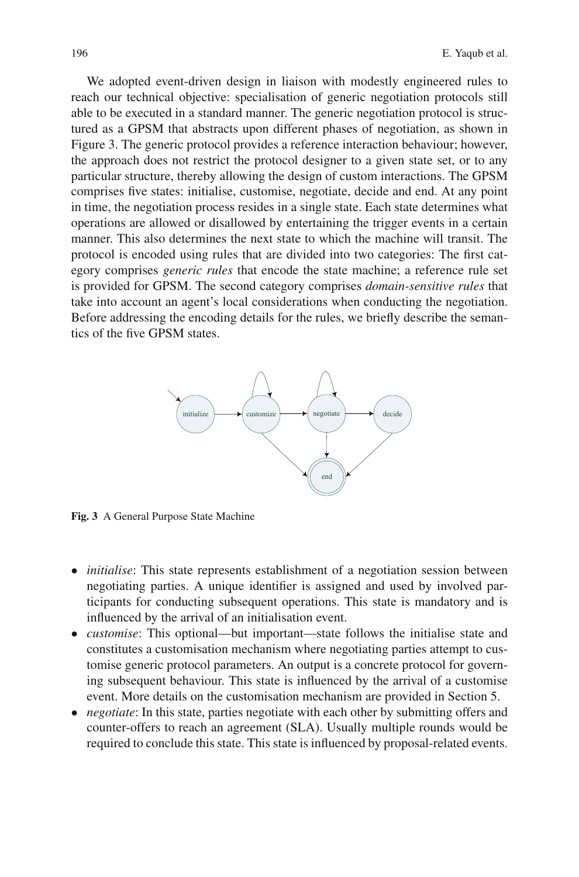We adopted event-driven design in liaison with modestly engineered rules to reach our technical objective: specialisation of generic negotiation protocols still able to be executed in a standard manner. The generic negotiation protocol is structured as a GPSM that abstracts upon different phases of negotiation, as shown in Figure 3. The generic protocol provides a reference interaction behaviour; however, the approach does not restrict the protocol designer to a given state set, or to any particular structure, thereby allowing the design of custom interactions. The GPSM comprises five states: initialise, customise, negotiate, decide and end. At any point in time, the negotiation process resides in a single state. Each state determines what operations are allowed or disallowed by entertaining the trigger events in a certain manner. This also determines the next state to which the machine will transit. The protocol is encoded using rules that are divided into two categories: The first category comprises *generic rules* that encode the state machine; a reference rule set is provided for GPSM. The second category comprises *domain-sensitive rules* that take into account an agent's local considerations when conducting the negotiation. Before addressing the encoding details for the rules, we briefly describe the semantics of the five GPSM states.

**Fig. 3** A General Purpose State Machine

- *initialise*: This state represents establishment of a negotiation session between negotiating parties. A unique identifier is assigned and used by involved participants for conducting subsequent operations. This state is mandatory and is influenced by the arrival of an initialisation event.
- *customise*: This optional—but important—state follows the initialise state and constitutes a customisation mechanism where negotiating parties attempt to customise generic protocol parameters. An output is a concrete protocol for governing subsequent behaviour. This state is influenced by the arrival of a customise event. More details on the customisation mechanism are provided in Section 5.
- *negotiate*: In this state, parties negotiate with each other by submitting offers and counter-offers to reach an agreement (SLA). Usually multiple rounds would be required to conclude this state. This state is influenced by proposal-related events.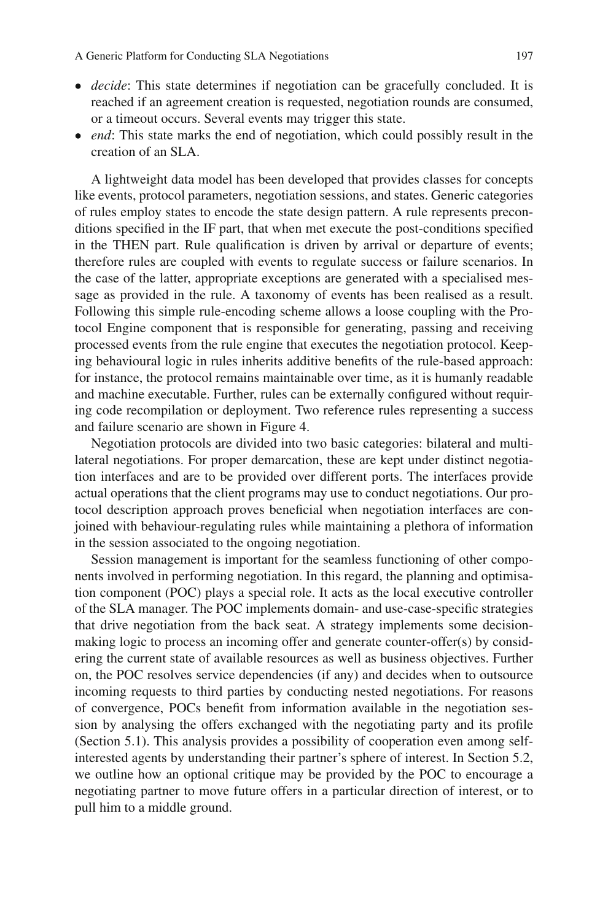- *decide*: This state determines if negotiation can be gracefully concluded. It is reached if an agreement creation is requested, negotiation rounds are consumed, or a timeout occurs. Several events may trigger this state.
- *end*: This state marks the end of negotiation, which could possibly result in the creation of an SLA.

A lightweight data model has been developed that provides classes for concepts like events, protocol parameters, negotiation sessions, and states. Generic categories of rules employ states to encode the state design pattern. A rule represents preconditions specified in the IF part, that when met execute the post-conditions specified in the THEN part. Rule qualification is driven by arrival or departure of events; therefore rules are coupled with events to regulate success or failure scenarios. In the case of the latter, appropriate exceptions are generated with a specialised message as provided in the rule. A taxonomy of events has been realised as a result. Following this simple rule-encoding scheme allows a loose coupling with the Protocol Engine component that is responsible for generating, passing and receiving processed events from the rule engine that executes the negotiation protocol. Keeping behavioural logic in rules inherits additive benefits of the rule-based approach: for instance, the protocol remains maintainable over time, as it is humanly readable and machine executable. Further, rules can be externally configured without requiring code recompilation or deployment. Two reference rules representing a success and failure scenario are shown in Figure 4.

Negotiation protocols are divided into two basic categories: bilateral and multilateral negotiations. For proper demarcation, these are kept under distinct negotiation interfaces and are to be provided over different ports. The interfaces provide actual operations that the client programs may use to conduct negotiations. Our protocol description approach proves beneficial when negotiation interfaces are conjoined with behaviour-regulating rules while maintaining a plethora of information in the session associated to the ongoing negotiation.

Session management is important for the seamless functioning of other components involved in performing negotiation. In this regard, the planning and optimisation component (POC) plays a special role. It acts as the local executive controller of the SLA manager. The POC implements domain- and use-case-specific strategies that drive negotiation from the back seat. A strategy implements some decision-making logic to process an incoming offer and generate counter-offer(s) by considering the current state of available resources as well as business objectives. Further on, the POC resolves service dependencies (if any) and decides when to outsource incoming requests to third parties by conducting nested negotiations. For reasons of convergence, POCs benefit from information available in the negotiation session by analysing the offers exchanged with the negotiating party and its profile (Section 5.1). This analysis provides a possibility of cooperation even among self-interested agents by understanding their partner's sphere of interest. In Section 5.2, we outline how an optional critique may be provided by the POC to encourage a negotiating partner to move future offers in a particular direction of interest, or to pull him to a middle ground.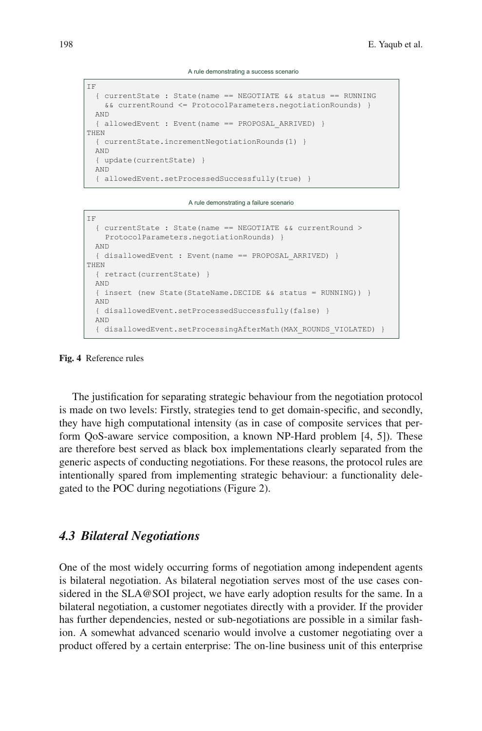A rule demonstrating a success scenario

```
IF
  { currentState : State(name == NEGOTIATE && status == RUNNING
    && currentRound <= ProtocolParameters.negotiationRounds) }
  AND
  { allowedEvent : Event(name == PROPOSAL_ARRIVED) }
THEN
  { currentState.incrementNegotiationRounds(1) }
  AND
  { update(currentState) }
  AND
  { allowedEvent.setProcessedSuccessfully(true) }
```

A rule demonstrating a failure scenario

```
IF
  { currentState : State(name == NEGOTIATE && currentRound >
    ProtocolParameters.negotiationRounds) }
  AND
  { disallowedEvent : Event(name == PROPOSAL_ARRIVED) }
THEN
  { retract(currentState) }
  AND
  { insert (new State(StateName.DECIDE && status = RUNNING)) }
  AND
  { disallowedEvent.setProcessedSuccessfully(false) }
  AND
  { disallowedEvent.setProcessingAfterMath(MAX_ROUNDS_VIOLATED) }
```

**Fig. 4** Reference rules

The justification for separating strategic behaviour from the negotiation protocol is made on two levels: Firstly, strategies tend to get domain-specific, and secondly, they have high computational intensity (as in case of composite services that perform QoS-aware service composition, a known NP-Hard problem [4, 5]). These are therefore best served as black box implementations clearly separated from the generic aspects of conducting negotiations. For these reasons, the protocol rules are intentionally spared from implementing strategic behaviour: a functionality delegated to the POC during negotiations (Figure 2).

### *4.3 Bilateral Negotiations*

One of the most widely occurring forms of negotiation among independent agents is bilateral negotiation. As bilateral negotiation serves most of the use cases considered in the SLA@SOI project, we have early adoption results for the same. In a bilateral negotiation, a customer negotiates directly with a provider. If the provider has further dependencies, nested or sub-negotiations are possible in a similar fashion. A somewhat advanced scenario would involve a customer negotiating over a product offered by a certain enterprise: The on-line business unit of this enterprise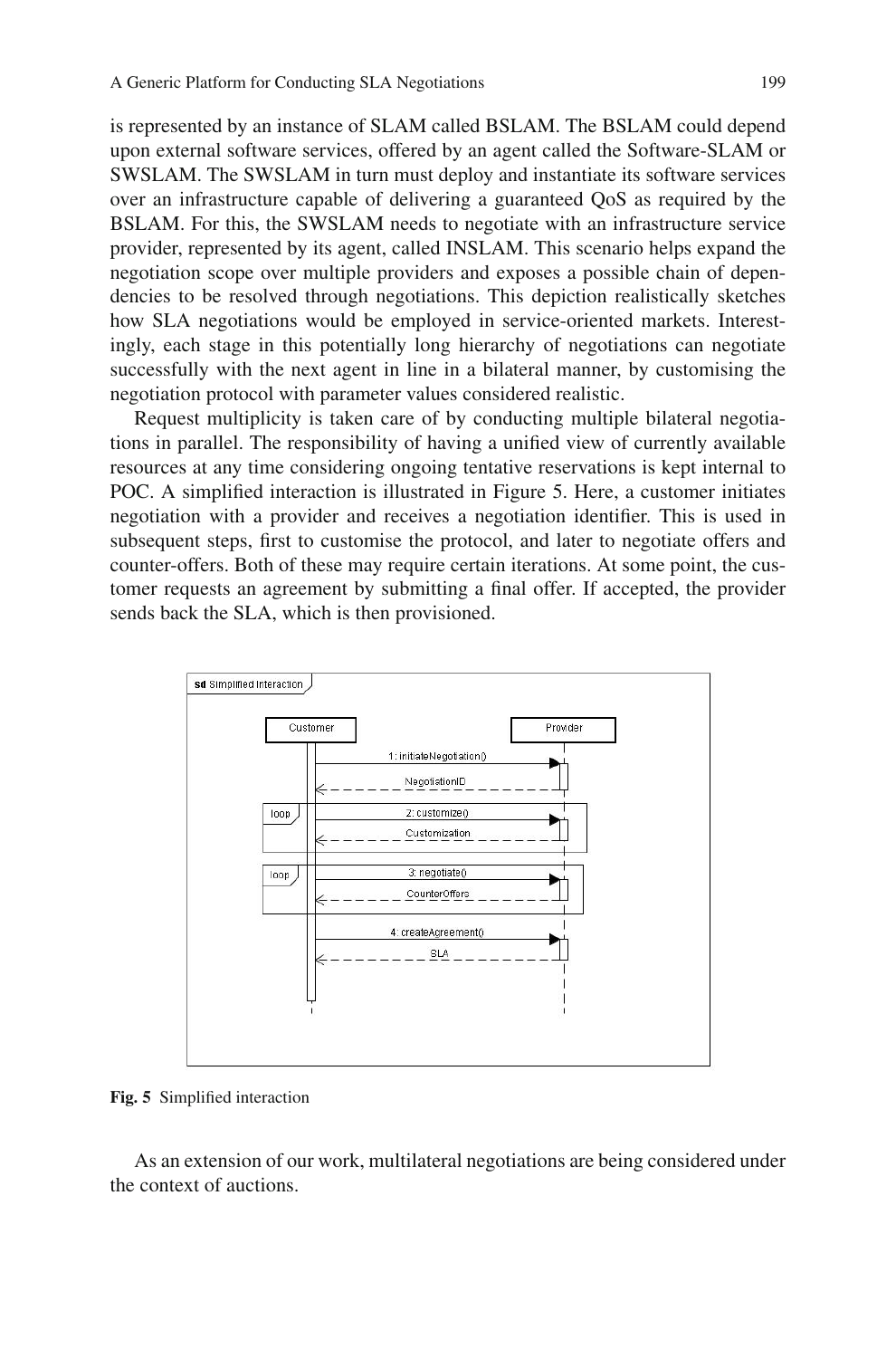is represented by an instance of SLAM called BSLAM. The BSLAM could depend upon external software services, offered by an agent called the Software-SLAM or SWSLAM. The SWSLAM in turn must deploy and instantiate its software services over an infrastructure capable of delivering a guaranteed QoS as required by the BSLAM. For this, the SWSLAM needs to negotiate with an infrastructure service provider, represented by its agent, called INSLAM. This scenario helps expand the negotiation scope over multiple providers and exposes a possible chain of dependencies to be resolved through negotiations. This depiction realistically sketches how SLA negotiations would be employed in service-oriented markets. Interestingly, each stage in this potentially long hierarchy of negotiations can negotiate successfully with the next agent in line in a bilateral manner, by customising the negotiation protocol with parameter values considered realistic.

Request multiplicity is taken care of by conducting multiple bilateral negotiations in parallel. The responsibility of having a unified view of currently available resources at any time considering ongoing tentative reservations is kept internal to POC. A simplified interaction is illustrated in Figure 5. Here, a customer initiates negotiation with a provider and receives a negotiation identifier. This is used in subsequent steps, first to customise the protocol, and later to negotiate offers and counter-offers. Both of these may require certain iterations. At some point, the customer requests an agreement by submitting a final offer. If accepted, the provider sends back the SLA, which is then provisioned.

**Fig. 5** Simplified interaction

As an extension of our work, multilateral negotiations are being considered under the context of auctions.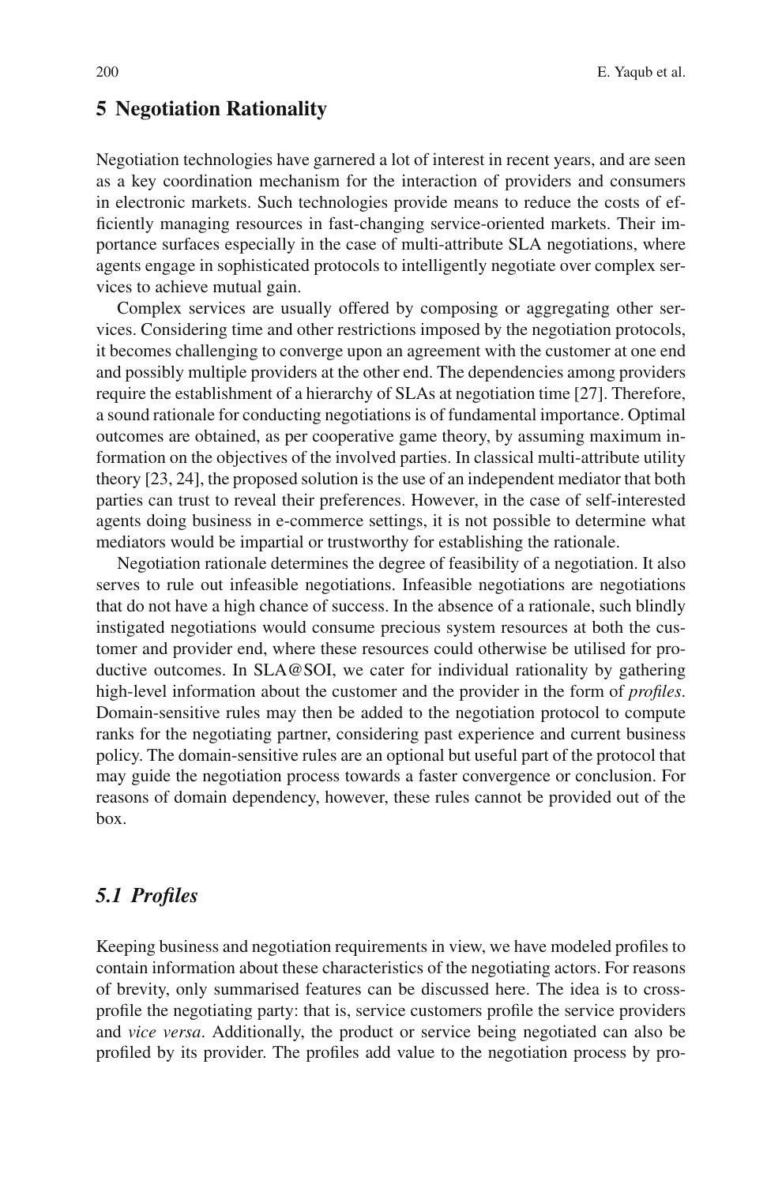## 5 Negotiation Rationality

Negotiation technologies have garnered a lot of interest in recent years, and are seen as a key coordination mechanism for the interaction of providers and consumers in electronic markets. Such technologies provide means to reduce the costs of efficiently managing resources in fast-changing service-oriented markets. Their importance surfaces especially in the case of multi-attribute SLA negotiations, where agents engage in sophisticated protocols to intelligently negotiate over complex services to achieve mutual gain.

Complex services are usually offered by composing or aggregating other services. Considering time and other restrictions imposed by the negotiation protocols, it becomes challenging to converge upon an agreement with the customer at one end and possibly multiple providers at the other end. The dependencies among providers require the establishment of a hierarchy of SLAs at negotiation time [27]. Therefore, a sound rationale for conducting negotiations is of fundamental importance. Optimal outcomes are obtained, as per cooperative game theory, by assuming maximum information on the objectives of the involved parties. In classical multi-attribute utility theory [23, 24], the proposed solution is the use of an independent mediator that both parties can trust to reveal their preferences. However, in the case of self-interested agents doing business in e-commerce settings, it is not possible to determine what mediators would be impartial or trustworthy for establishing the rationale.

Negotiation rationale determines the degree of feasibility of a negotiation. It also serves to rule out infeasible negotiations. Infeasible negotiations are negotiations that do not have a high chance of success. In the absence of a rationale, such blindly instigated negotiations would consume precious system resources at both the customer and provider end, where these resources could otherwise be utilised for productive outcomes. In SLA@SOI, we cater for individual rationality by gathering high-level information about the customer and the provider in the form of *profiles*. Domain-sensitive rules may then be added to the negotiation protocol to compute ranks for the negotiating partner, considering past experience and current business policy. The domain-sensitive rules are an optional but useful part of the protocol that may guide the negotiation process towards a faster convergence or conclusion. For reasons of domain dependency, however, these rules cannot be provided out of the box.

### *5.1 Profiles*

Keeping business and negotiation requirements in view, we have modeled profiles to contain information about these characteristics of the negotiating actors. For reasons of brevity, only summarised features can be discussed here. The idea is to cross-profile the negotiating party: that is, service customers profile the service providers and *vice versa*. Additionally, the product or service being negotiated can also be profiled by its provider. The profiles add value to the negotiation process by pro-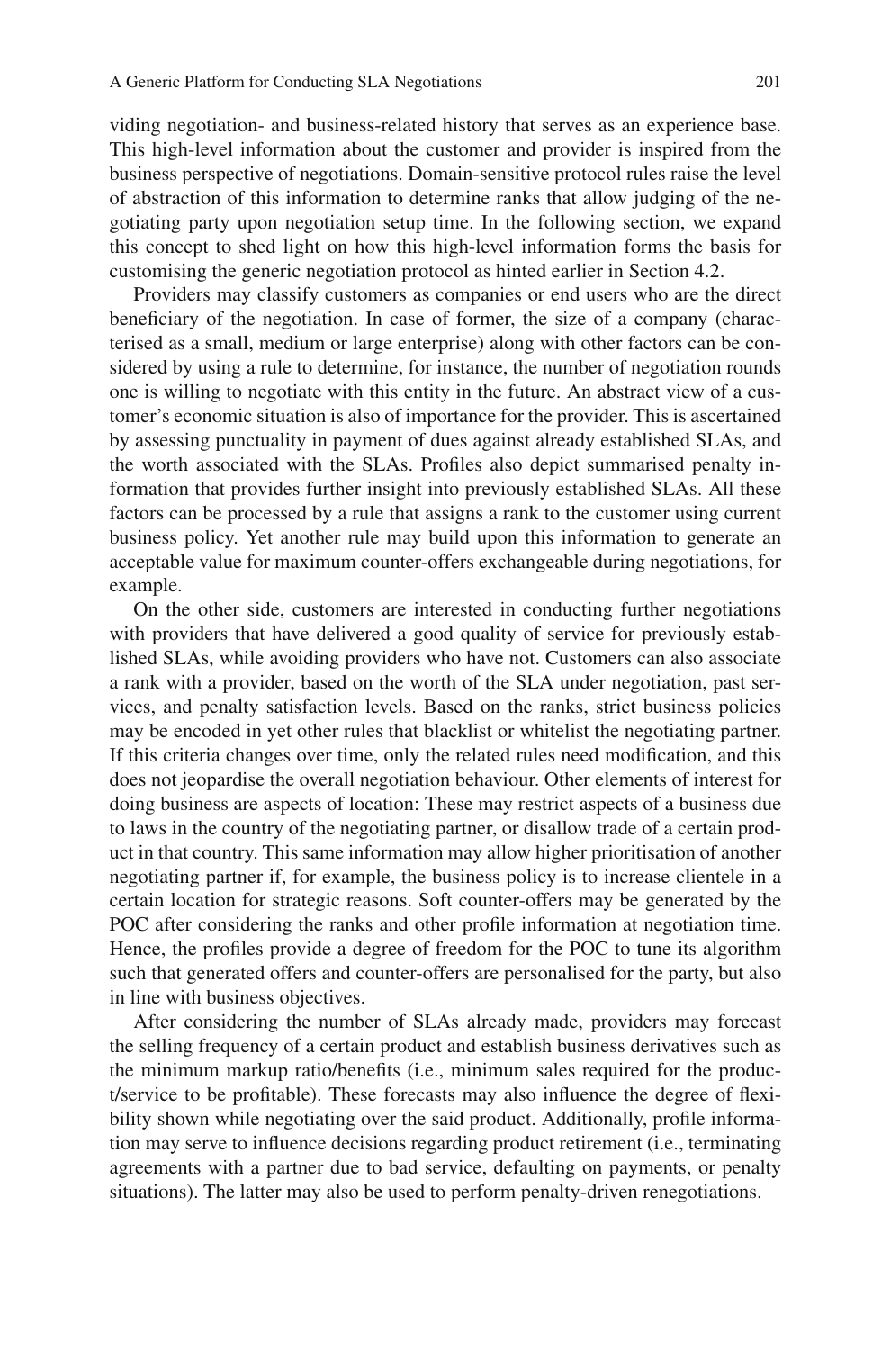viding negotiation- and business-related history that serves as an experience base. This high-level information about the customer and provider is inspired from the business perspective of negotiations. Domain-sensitive protocol rules raise the level of abstraction of this information to determine ranks that allow judging of the negotiating party upon negotiation setup time. In the following section, we expand this concept to shed light on how this high-level information forms the basis for customising the generic negotiation protocol as hinted earlier in Section 4.2.

Providers may classify customers as companies or end users who are the direct beneficiary of the negotiation. In case of former, the size of a company (characterised as a small, medium or large enterprise) along with other factors can be considered by using a rule to determine, for instance, the number of negotiation rounds one is willing to negotiate with this entity in the future. An abstract view of a customer's economic situation is also of importance for the provider. This is ascertained by assessing punctuality in payment of dues against already established SLAs, and the worth associated with the SLAs. Profiles also depict summarised penalty information that provides further insight into previously established SLAs. All these factors can be processed by a rule that assigns a rank to the customer using current business policy. Yet another rule may build upon this information to generate an acceptable value for maximum counter-offers exchangeable during negotiations, for example.

On the other side, customers are interested in conducting further negotiations with providers that have delivered a good quality of service for previously established SLAs, while avoiding providers who have not. Customers can also associate a rank with a provider, based on the worth of the SLA under negotiation, past services, and penalty satisfaction levels. Based on the ranks, strict business policies may be encoded in yet other rules that blacklist or whitelist the negotiating partner. If this criteria changes over time, only the related rules need modification, and this does not jeopardise the overall negotiation behaviour. Other elements of interest for doing business are aspects of location: These may restrict aspects of a business due to laws in the country of the negotiating partner, or disallow trade of a certain product in that country. This same information may allow higher prioritisation of another negotiating partner if, for example, the business policy is to increase clientele in a certain location for strategic reasons. Soft counter-offers may be generated by the POC after considering the ranks and other profile information at negotiation time. Hence, the profiles provide a degree of freedom for the POC to tune its algorithm such that generated offers and counter-offers are personalised for the party, but also in line with business objectives.

After considering the number of SLAs already made, providers may forecast the selling frequency of a certain product and establish business derivatives such as the minimum markup ratio/benefits (i.e., minimum sales required for the product/service to be profitable). These forecasts may also influence the degree of flexibility shown while negotiating over the said product. Additionally, profile information may serve to influence decisions regarding product retirement (i.e., terminating agreements with a partner due to bad service, defaulting on payments, or penalty situations). The latter may also be used to perform penalty-driven renegotiations.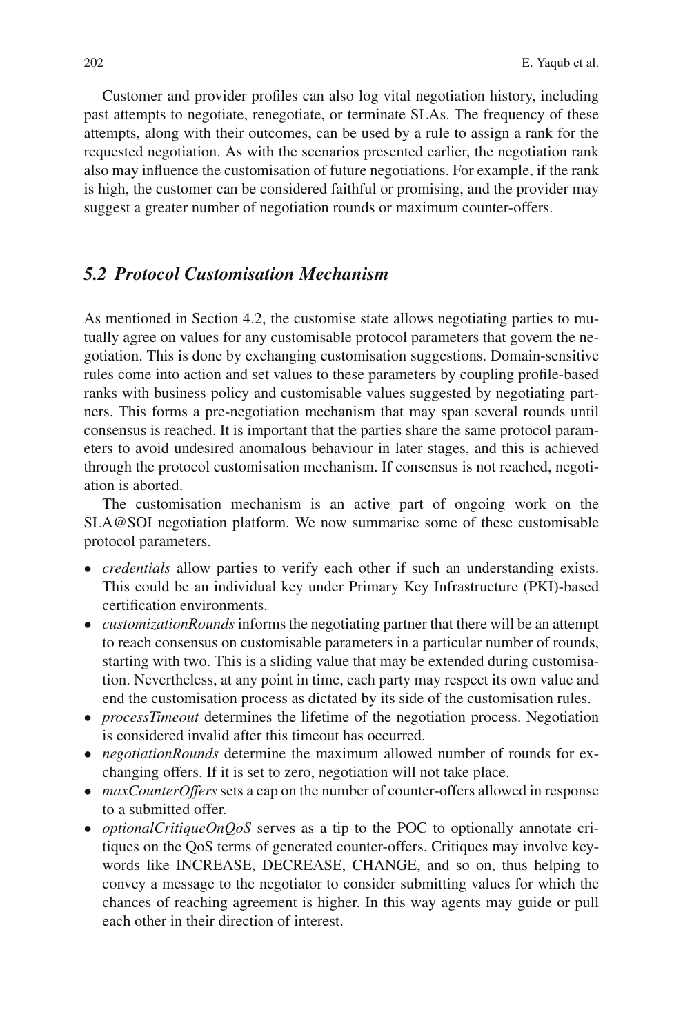Customer and provider profiles can also log vital negotiation history, including past attempts to negotiate, renegotiate, or terminate SLAs. The frequency of these attempts, along with their outcomes, can be used by a rule to assign a rank for the requested negotiation. As with the scenarios presented earlier, the negotiation rank also may influence the customisation of future negotiations. For example, if the rank is high, the customer can be considered faithful or promising, and the provider may suggest a greater number of negotiation rounds or maximum counter-offers.

## *5.2 Protocol Customisation Mechanism*

As mentioned in Section 4.2, the customise state allows negotiating parties to mutually agree on values for any customisable protocol parameters that govern the negotiation. This is done by exchanging customisation suggestions. Domain-sensitive rules come into action and set values to these parameters by coupling profile-based ranks with business policy and customisable values suggested by negotiating partners. This forms a pre-negotiation mechanism that may span several rounds until consensus is reached. It is important that the parties share the same protocol parameters to avoid undesired anomalous behaviour in later stages, and this is achieved through the protocol customisation mechanism. If consensus is not reached, negotiation is aborted.

The customisation mechanism is an active part of ongoing work on the SLA@SOI negotiation platform. We now summarise some of these customisable protocol parameters.

- *credentials* allow parties to verify each other if such an understanding exists. This could be an individual key under Primary Key Infrastructure (PKI)-based certification environments.
- *customizationRounds* informs the negotiating partner that there will be an attempt to reach consensus on customisable parameters in a particular number of rounds, starting with two. This is a sliding value that may be extended during customisation. Nevertheless, at any point in time, each party may respect its own value and end the customisation process as dictated by its side of the customisation rules.
- *processTimeout* determines the lifetime of the negotiation process. Negotiation is considered invalid after this timeout has occurred.
- *negotiationRounds* determine the maximum allowed number of rounds for exchanging offers. If it is set to zero, negotiation will not take place.
- *maxCounterOffers* sets a cap on the number of counter-offers allowed in response to a submitted offer.
- *optionalCritiqueOnQoS* serves as a tip to the POC to optionally annotate critiques on the QoS terms of generated counter-offers. Critiques may involve keywords like INCREASE, DECREASE, CHANGE, and so on, thus helping to convey a message to the negotiator to consider submitting values for which the chances of reaching agreement is higher. In this way agents may guide or pull each other in their direction of interest.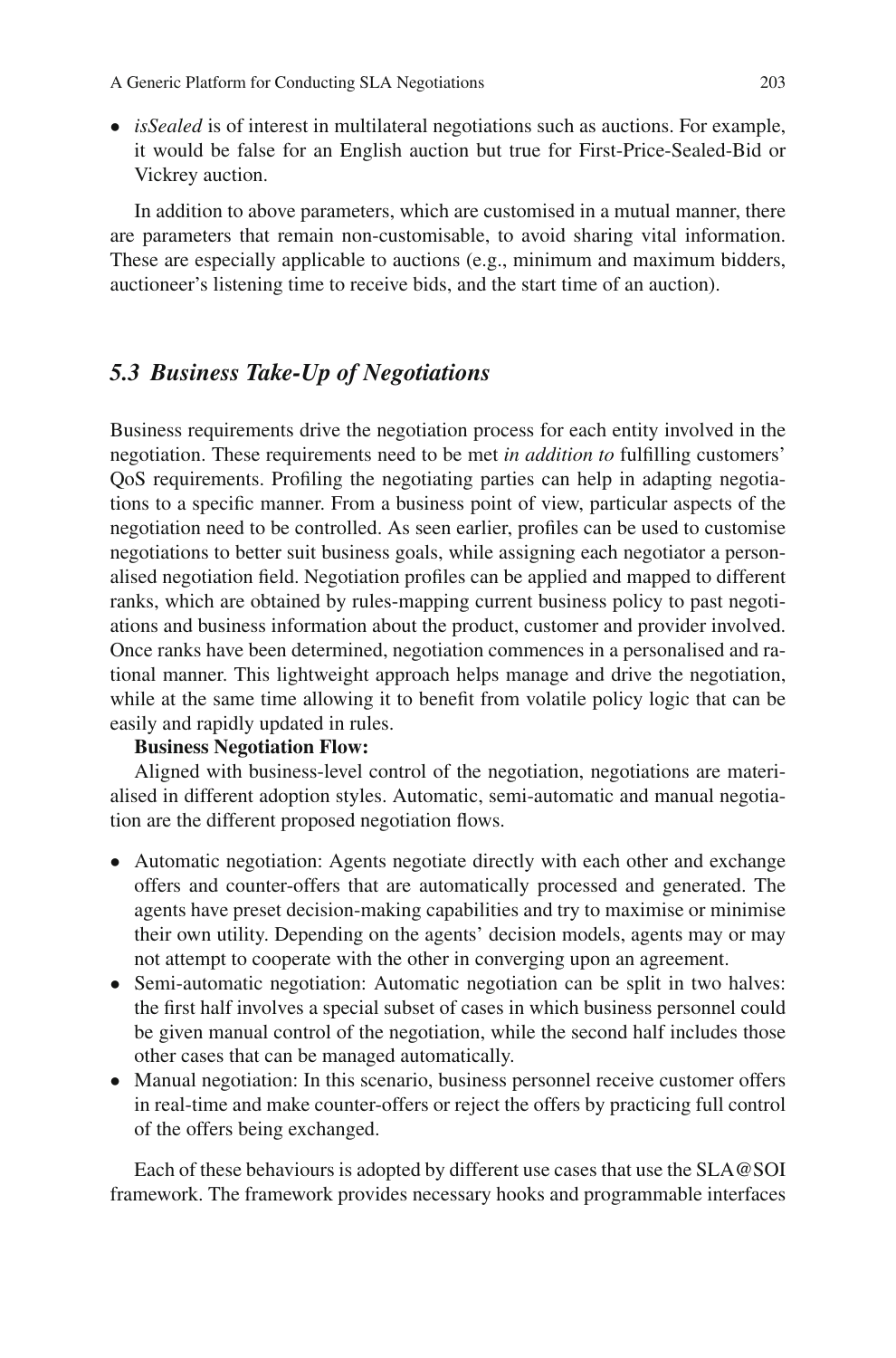- *isSealed* is of interest in multilateral negotiations such as auctions. For example, it would be false for an English auction but true for First-Price-Sealed-Bid or Vickrey auction.

In addition to above parameters, which are customised in a mutual manner, there are parameters that remain non-customisable, to avoid sharing vital information. These are especially applicable to auctions (e.g., minimum and maximum bidders, auctioneer's listening time to receive bids, and the start time of an auction).

### *5.3 Business Take-Up of Negotiations*

Business requirements drive the negotiation process for each entity involved in the negotiation. These requirements need to be met *in addition to* fulfilling customers' QoS requirements. Profiling the negotiating parties can help in adapting negotiations to a specific manner. From a business point of view, particular aspects of the negotiation need to be controlled. As seen earlier, profiles can be used to customise negotiations to better suit business goals, while assigning each negotiator a personalised negotiation field. Negotiation profiles can be applied and mapped to different ranks, which are obtained by rules-mapping current business policy to past negotiations and business information about the product, customer and provider involved. Once ranks have been determined, negotiation commences in a personalised and rational manner. This lightweight approach helps manage and drive the negotiation, while at the same time allowing it to benefit from volatile policy logic that can be easily and rapidly updated in rules.

**Business Negotiation Flow:**

Aligned with business-level control of the negotiation, negotiations are materialised in different adoption styles. Automatic, semi-automatic and manual negotiation are the different proposed negotiation flows.

- Automatic negotiation: Agents negotiate directly with each other and exchange offers and counter-offers that are automatically processed and generated. The agents have preset decision-making capabilities and try to maximise or minimise their own utility. Depending on the agents' decision models, agents may or may not attempt to cooperate with the other in converging upon an agreement.
- Semi-automatic negotiation: Automatic negotiation can be split in two halves: the first half involves a special subset of cases in which business personnel could be given manual control of the negotiation, while the second half includes those other cases that can be managed automatically.
- Manual negotiation: In this scenario, business personnel receive customer offers in real-time and make counter-offers or reject the offers by practicing full control of the offers being exchanged.

Each of these behaviours is adopted by different use cases that use the SLA@SOI framework. The framework provides necessary hooks and programmable interfaces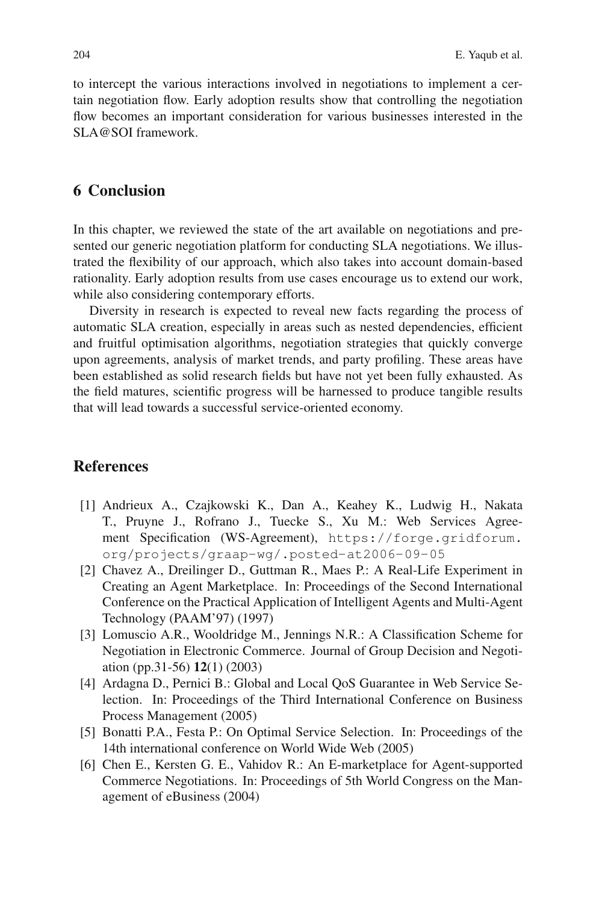to intercept the various interactions involved in negotiations to implement a certain negotiation flow. Early adoption results show that controlling the negotiation flow becomes an important consideration for various businesses interested in the SLA@SOI framework.

## 6 Conclusion

In this chapter, we reviewed the state of the art available on negotiations and presented our generic negotiation platform for conducting SLA negotiations. We illustrated the flexibility of our approach, which also takes into account domain-based rationality. Early adoption results from use cases encourage us to extend our work, while also considering contemporary efforts.

Diversity in research is expected to reveal new facts regarding the process of automatic SLA creation, especially in areas such as nested dependencies, efficient and fruitful optimisation algorithms, negotiation strategies that quickly converge upon agreements, analysis of market trends, and party profiling. These areas have been established as solid research fields but have not yet been fully exhausted. As the field matures, scientific progress will be harnessed to produce tangible results that will lead towards a successful service-oriented economy.

## References

[1] Andrieux A., Czajkowski K., Dan A., Keahey K., Ludwig H., Nakata T., Pruyne J., Rofrano J., Tuecke S., Xu M.: Web Services Agreement Specification (WS-Agreement), `https://forge.gridforum.org/projects/graap-wg/.posted-at2006-09-05`

[2] Chavez A., Dreilinger D., Guttman R., Maes P.: A Real-Life Experiment in Creating an Agent Marketplace. In: Proceedings of the Second International Conference on the Practical Application of Intelligent Agents and Multi-Agent Technology (PAAM'97) (1997)

[3] Lomuscio A.R., Wooldridge M., Jennings N.R.: A Classification Scheme for Negotiation in Electronic Commerce. Journal of Group Decision and Negotiation (pp.31-56) **12**(1) (2003)

[4] Ardagna D., Pernici B.: Global and Local QoS Guarantee in Web Service Selection. In: Proceedings of the Third International Conference on Business Process Management (2005)

[5] Bonatti P.A., Festa P.: On Optimal Service Selection. In: Proceedings of the 14th international conference on World Wide Web (2005)

[6] Chen E., Kersten G. E., Vahidov R.: An E-marketplace for Agent-supported Commerce Negotiations. In: Proceedings of 5th World Congress on the Management of eBusiness (2004)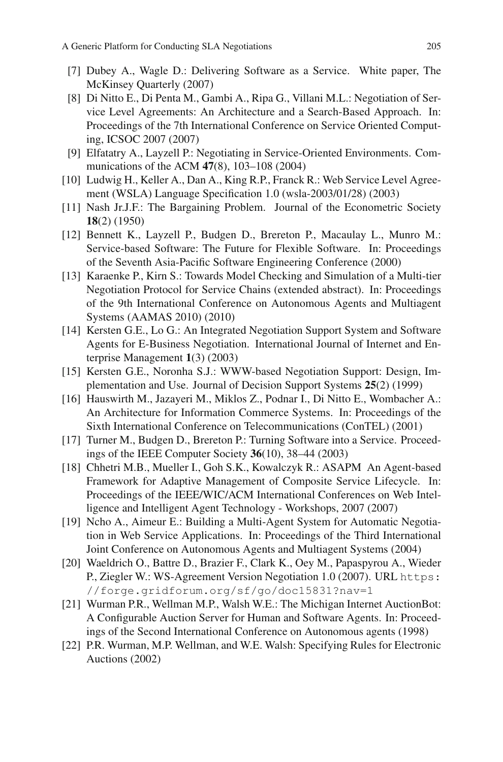[7] Dubey A., Wagle D.: Delivering Software as a Service. White paper, The McKinsey Quarterly (2007)

[8] Di Nitto E., Di Penta M., Gambi A., Ripa G., Villani M.L.: Negotiation of Service Level Agreements: An Architecture and a Search-Based Approach. In: Proceedings of the 7th International Conference on Service Oriented Computing, ICSOC 2007 (2007)

[9] Elfatatry A., Layzell P.: Negotiating in Service-Oriented Environments. Communications of the ACM **47**(8), 103–108 (2004)

[10] Ludwig H., Keller A., Dan A., King R.P., Franck R.: Web Service Level Agreement (WSLA) Language Specification 1.0 (wsla-2003/01/28) (2003)

[11] Nash Jr.J.F.: The Bargaining Problem. Journal of the Econometric Society **18**(2) (1950)

[12] Bennett K., Layzell P., Budgen D., Brereton P., Macaulay L., Munro M.: Service-based Software: The Future for Flexible Software. In: Proceedings of the Seventh Asia-Pacific Software Engineering Conference (2000)

[13] Karaenke P., Kirn S.: Towards Model Checking and Simulation of a Multi-tier Negotiation Protocol for Service Chains (extended abstract). In: Proceedings of the 9th International Conference on Autonomous Agents and Multiagent Systems (AAMAS 2010) (2010)

[14] Kersten G.E., Lo G.: An Integrated Negotiation Support System and Software Agents for E-Business Negotiation. International Journal of Internet and Enterprise Management **1**(3) (2003)

[15] Kersten G.E., Noronha S.J.: WWW-based Negotiation Support: Design, Implementation and Use. Journal of Decision Support Systems **25**(2) (1999)

[16] Hauswirth M., Jazayeri M., Miklos Z., Podnar I., Di Nitto E., Wombacher A.: An Architecture for Information Commerce Systems. In: Proceedings of the Sixth International Conference on Telecommunications (ConTEL) (2001)

[17] Turner M., Budgen D., Brereton P.: Turning Software into a Service. Proceedings of the IEEE Computer Society **36**(10), 38–44 (2003)

[18] Chhetri M.B., Mueller I., Goh S.K., Kowalczyk R.: ASAPM An Agent-based Framework for Adaptive Management of Composite Service Lifecycle. In: Proceedings of the IEEE/WIC/ACM International Conferences on Web Intelligence and Intelligent Agent Technology - Workshops, 2007 (2007)

[19] Ncho A., Aimeur E.: Building a Multi-Agent System for Automatic Negotiation in Web Service Applications. In: Proceedings of the Third International Joint Conference on Autonomous Agents and Multiagent Systems (2004)

[20] Waeldrich O., Battre D., Brazier F., Clark K., Oey M., Papaspyrou A., Wieder P., Ziegler W.: WS-Agreement Version Negotiation 1.0 (2007). URL `https://forge.gridforum.org/sf/go/doc15831?nav=1`

[21] Wurman P.R., Wellman M.P., Walsh W.E.: The Michigan Internet AuctionBot: A Configurable Auction Server for Human and Software Agents. In: Proceedings of the Second International Conference on Autonomous agents (1998)

[22] P.R. Wurman, M.P. Wellman, and W.E. Walsh: Specifying Rules for Electronic Auctions (2002)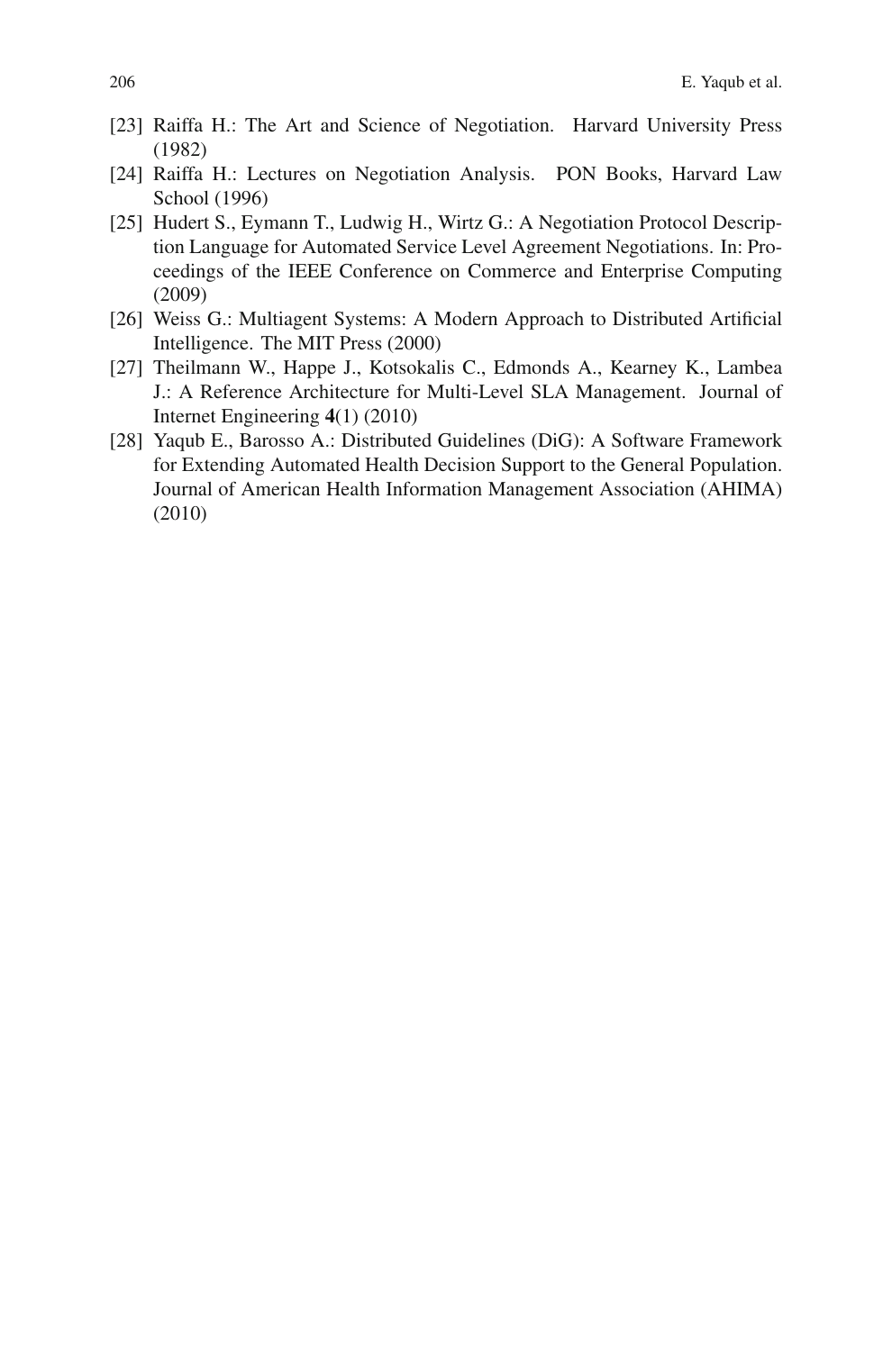[23] Raiffa H.: The Art and Science of Negotiation. Harvard University Press (1982)

[24] Raiffa H.: Lectures on Negotiation Analysis. PON Books, Harvard Law School (1996)

[25] Hudert S., Eymann T., Ludwig H., Wirtz G.: A Negotiation Protocol Description Language for Automated Service Level Agreement Negotiations. In: Proceedings of the IEEE Conference on Commerce and Enterprise Computing (2009)

[26] Weiss G.: Multiagent Systems: A Modern Approach to Distributed Artificial Intelligence. The MIT Press (2000)

[27] Theilmann W., Happe J., Kotsokalis C., Edmonds A., Kearney K., Lambea J.: A Reference Architecture for Multi-Level SLA Management. Journal of Internet Engineering **4**(1) (2010)

[28] Yaqub E., Barosso A.: Distributed Guidelines (DiG): A Software Framework for Extending Automated Health Decision Support to the General Population. Journal of American Health Information Management Association (AHIMA) (2010)